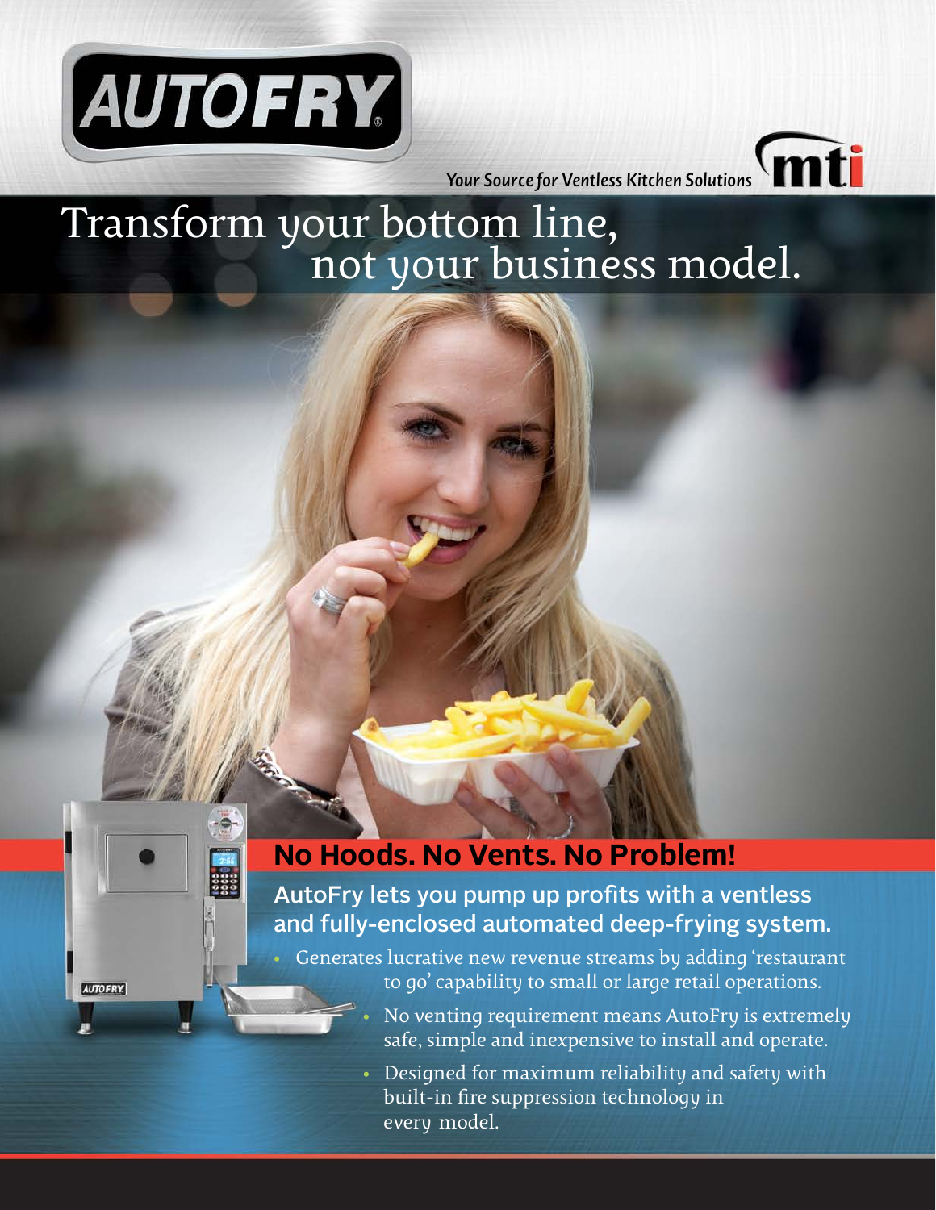# AUTOFRY

*Your Source for Ventless Kitchen Solutions* mti

# Transform your bottom line, not your business model.

## No Hoods. No Vents. No Problem!

### AutoFry lets you pump up profits with a ventless and fully-enclosed automated deep-frying system.

- Generates lucrative new revenue streams by adding 'restaurant to go' capability to small or large retail operations.
- No venting requirement means AutoFry is extremely safe, simple and inexpensive to install and operate.
- Designed for maximum reliability and safety with built-in fire suppression technology in every model.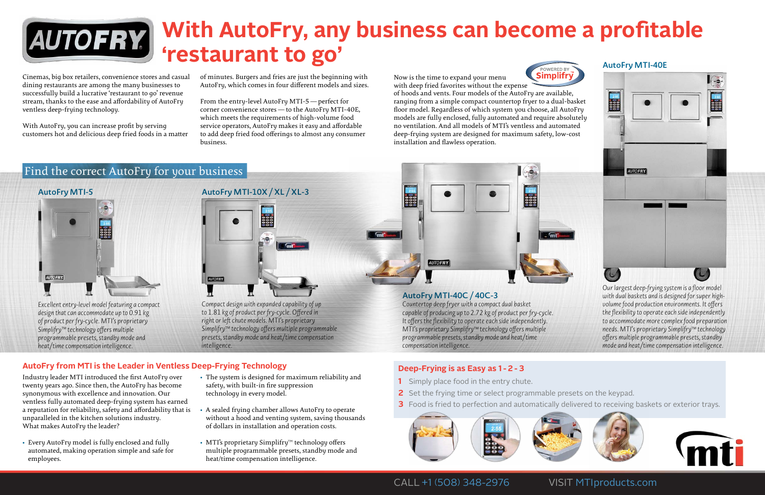# With AutoFry, any business can become a profitable 'restaurant to go'

Cinemas, big box retailers, convenience stores and casual dining restaurants are among the many businesses to successfully build a lucrative 'restaurant to go' revenue stream, thanks to the ease and affordability of AutoFry ventless deep-frying technology.

With AutoFry, you can increase profit by serving customers hot and delicious deep fried foods in a matter of minutes. Burgers and fries are just the beginning with AutoFry, which comes in four different models and sizes.

From the entry-level AutoFry MTI-5 — perfect for corner convenience stores — to the AutoFry MTI-40E, which meets the requirements of high-volume food service operators, AutoFry makes it easy and affordable to add deep fried food offerings to almost any consumer business.

Now is the time to expand your menu with deep fried favorites without the expense of hoods and vents. Four models of the AutoFry are available, ranging from a simple compact countertop fryer to a dual-basket floor model. Regardless of which system you choose, all AutoFry models are fully enclosed, fully automated and require absolutely no ventilation. And all models of MTI's ventless and automated deep-frying system are designed for maximum safety, low-cost installation and flawless operation.

## Find the correct AutoFry for your business

### AutoFry MTI-5

*Excellent entry-level model featuring a compact design that can accommodate up to 0.91 kg of product per fry-cycle. MTI's proprietary Simplifry™ technology offers multiple programmable presets, standby mode and heat/time compensation intelligence.*

### AutoFry MTI-10X / XL / XL-3

*Compact design with expanded capability of up to 1.81 kg of product per fry-cycle. Offered in right or left chute models. MTI's proprietary Simplifry™ technology offers multiple programmable presets, standby mode and heat/time compensation intelligence.*

### AutoFry MTI-40C / 40C-3

*Countertop deep fryer with a compact dual basket capable of producing up to 2.72 kg of product per fry-cycle. It offers the flexibility to operate each side independently. MTI's proprietary Simplifry™ technology offers multiple programmable presets, standby mode and heat/time compensation intelligence.*

### AutoFry MTI-40E

*Our largest deep-frying system is a floor model with dual baskets and is designed for super high-volume food production environments. It offers the flexibility to operate each side independently to accommodate more complex food preparation needs. MTI's proprietary Simplifry™ technology offers multiple programmable presets, standby mode and heat/time compensation intelligence.*

## AutoFry from MTI is the Leader in Ventless Deep-Frying Technology

Industry leader MTI introduced the first AutoFry over twenty years ago. Since then, the AutoFry has become synonymous with excellence and innovation. Our ventless fully automated deep-frying system has earned a reputation for reliability, safety and affordability that is unparalleled in the kitchen solutions industry. What makes AutoFry the leader?

- Every AutoFry model is fully enclosed and fully automated, making operation simple and safe for employees.
- The system is designed for maximum reliability and safety, with built-in fire suppression technology in every model.
- A sealed frying chamber allows AutoFry to operate without a hood and venting system, saving thousands of dollars in installation and operation costs.
- MTI's proprietary Simplifry™ technology offers multiple programmable presets, standby mode and heat/time compensation intelligence.

## Deep-Frying is as Easy as 1 - 2 - 3

1. Simply place food in the entry chute.
2. Set the frying time or select programmable presets on the keypad.
3. Food is fried to perfection and automatically delivered to receiving baskets or exterior trays.

CALL +1 (508) 348-2976 VISIT MTIproducts.com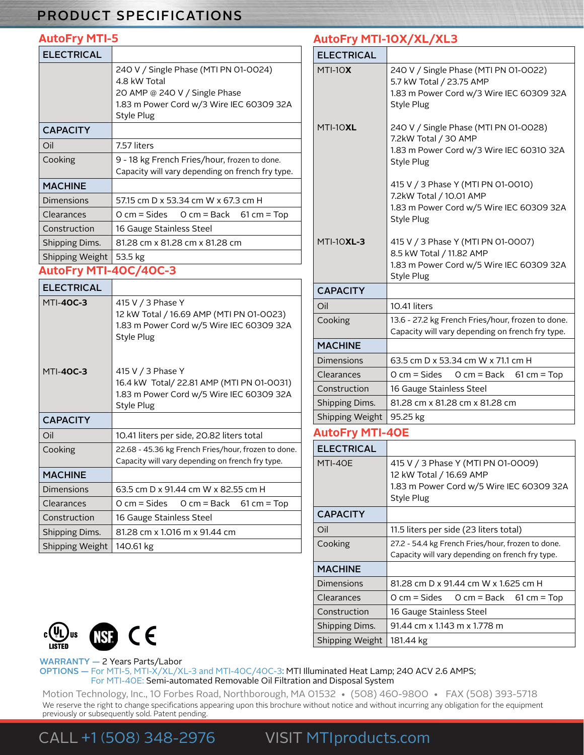# PRODUCT SPECIFICATIONS

## AutoFry MTI-5

| ELECTRICAL | |
|---|---|
| | 240 V / Single Phase (MTI PN 01-0024)<br>4.8 kW Total<br>20 AMP @ 240 V / Single Phase<br>1.83 m Power Cord w/3 Wire IEC 60309 32A Style Plug |
| **CAPACITY** | |
| Oil | 7.57 liters |
| Cooking | 9 - 18 kg French Fries/hour, frozen to done. Capacity will vary depending on french fry type. |
| **MACHINE** | |
| Dimensions | 57.15 cm D x 53.34 cm W x 67.3 cm H |
| Clearances | 0 cm = Sides 0 cm = Back 61 cm = Top |
| Construction | 16 Gauge Stainless Steel |
| Shipping Dims. | 81.28 cm x 81.28 cm x 81.28 cm |
| Shipping Weight | 53.5 kg |

## AutoFry MTI-40C/40C-3

| ELECTRICAL | |
|---|---|
| MTI-**40C-3** | 415 V / 3 Phase Y<br>12 kW Total / 16.69 AMP (MTI PN 01-0023)<br>1.83 m Power Cord w/5 Wire IEC 60309 32A Style Plug |
| MTI-**40C-3** | 415 V / 3 Phase Y<br>16.4 kW Total/ 22.81 AMP (MTI PN 01-0031)<br>1.83 m Power Cord w/5 Wire IEC 60309 32A Style Plug |
| **CAPACITY** | |
| Oil | 10.41 liters per side, 20.82 liters total |
| Cooking | 22.68 - 45.36 kg French Fries/hour, frozen to done. Capacity will vary depending on french fry type. |
| **MACHINE** | |
| Dimensions | 63.5 cm D x 91.44 cm W x 82.55 cm H |
| Clearances | 0 cm = Sides 0 cm = Back 61 cm = Top |
| Construction | 16 Gauge Stainless Steel |
| Shipping Dims. | 81.28 cm x 1.016 m x 91.44 cm |
| Shipping Weight | 140.61 kg |

## AutoFry MTI-10X/XL/XL3

| ELECTRICAL | |
|---|---|
| MTI-10**X** | 240 V / Single Phase (MTI PN 01-0022)<br>5.7 kW Total / 23.75 AMP<br>1.83 m Power Cord w/3 Wire IEC 60309 32A Style Plug |
| MTI-10**XL** | 240 V / Single Phase (MTI PN 01-0028)<br>7.2kW Total / 30 AMP<br>1.83 m Power Cord w/3 Wire IEC 60310 32A Style Plug<br><br>415 V / 3 Phase Y (MTI PN 01-0010)<br>7.2kW Total / 10.01 AMP<br>1.83 m Power Cord w/5 Wire IEC 60309 32A Style Plug |
| MTI-10**XL-3** | 415 V / 3 Phase Y (MTI PN 01-0007)<br>8.5 kW Total / 11.82 AMP<br>1.83 m Power Cord w/5 Wire IEC 60309 32A Style Plug |
| **CAPACITY** | |
| Oil | 10.41 liters |
| Cooking | 13.6 - 27.2 kg French Fries/hour, frozen to done. Capacity will vary depending on french fry type. |
| **MACHINE** | |
| Dimensions | 63.5 cm D x 53.34 cm W x 71.1 cm H |
| Clearances | 0 cm = Sides 0 cm = Back 61 cm = Top |
| Construction | 16 Gauge Stainless Steel |
| Shipping Dims. | 81.28 cm x 81.28 cm x 81.28 cm |
| Shipping Weight | 95.25 kg |

## AutoFry MTI-40E

| ELECTRICAL | |
|---|---|
| MTI-40E | 415 V / 3 Phase Y (MTI PN 01-0009)<br>12 kW Total / 16.69 AMP<br>1.83 m Power Cord w/5 Wire IEC 60309 32A Style Plug |
| **CAPACITY** | |
| Oil | 11.5 liters per side (23 liters total) |
| Cooking | 27.2 - 54.4 kg French Fries/hour, frozen to done. Capacity will vary depending on french fry type. |
| **MACHINE** | |
| Dimensions | 81.28 cm D x 91.44 cm W x 1.625 cm H |
| Clearances | 0 cm = Sides 0 cm = Back 61 cm = Top |
| Construction | 16 Gauge Stainless Steel |
| Shipping Dims. | 91.44 cm x 1.143 m x 1.778 m |
| Shipping Weight | 181.44 kg |

**WARRANTY —** 2 Years Parts/Labor

**OPTIONS —** For MTI-5, MTI-X/XL/XL-3 and MTI-40C/40C-3: MTI Illuminated Heat Lamp; 240 ACV 2.6 AMPS;
For MTI-40E: Semi-automated Removable Oil Filtration and Disposal System

Motion Technology, Inc., 10 Forbes Road, Northborough, MA 01532 • (508) 460-9800 • FAX (508) 393-5718

We reserve the right to change specifications appearing upon this brochure without notice and without incurring any obligation for the equipment previously or subsequently sold. Patent pending.

CALL +1 (508) 348-2976 VISIT MTIproducts.com